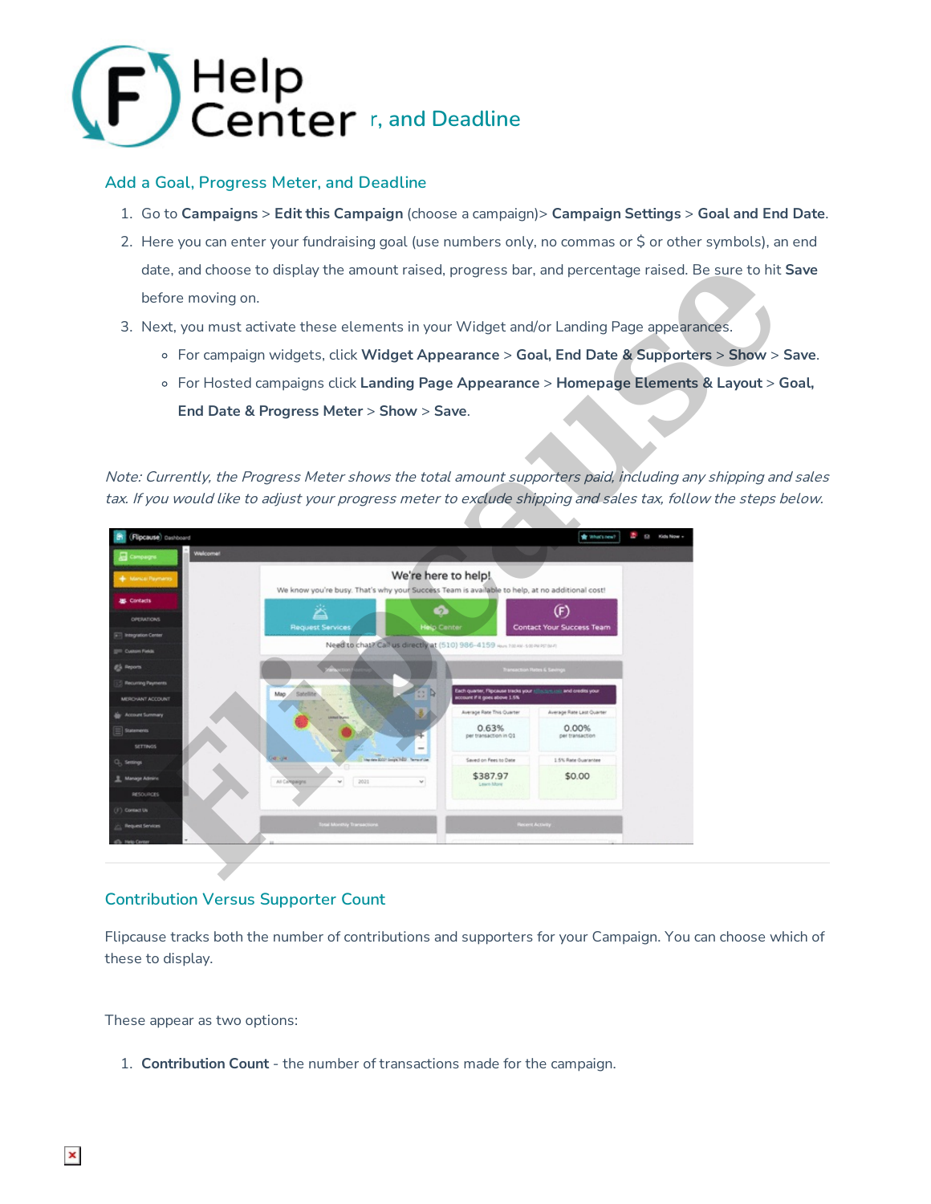## Add a Goal, Progress Meter, and Deadline

1. Go to **Campaigns** > **Edit this Campaign** (choose a campaign)> **Campaign Settings** > **Goal and End Date**.
2. Here you can enter your fundraising goal (use numbers only, no commas or $ or other symbols), an end date, and choose to display the amount raised, progress bar, and percentage raised. Be sure to hit **Save** before moving on.
3. Next, you must activate these elements in your Widget and/or Landing Page appearances.
   - For campaign widgets, click **Widget Appearance** > **Goal, End Date & Supporters** > **Show** > **Save**.
   - For Hosted campaigns click **Landing Page Appearance** > **Homepage Elements & Layout** > **Goal, End Date & Progress Meter** > **Show** > **Save**.

*Note: Currently, the Progress Meter shows the total amount supporters paid, including any shipping and sales tax. If you would like to adjust your progress meter to exclude shipping and sales tax, follow the steps below.*

## Contribution Versus Supporter Count

Flipcause tracks both the number of contributions and supporters for your Campaign. You can choose which of these to display.

These appear as two options:

1. **Contribution Count** - the number of transactions made for the campaign.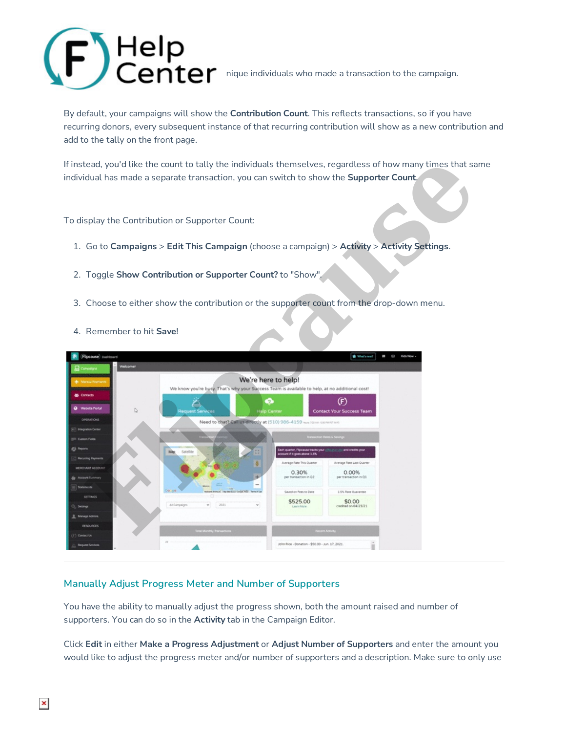nique individuals who made a transaction to the campaign.

By default, your campaigns will show the **Contribution Count**. This reflects transactions, so if you have recurring donors, every subsequent instance of that recurring contribution will show as a new contribution and add to the tally on the front page.

If instead, you'd like the count to tally the individuals themselves, regardless of how many times that same individual has made a separate transaction, you can switch to show the **Supporter Count**.

To display the Contribution or Supporter Count:

1. Go to **Campaigns** > **Edit This Campaign** (choose a campaign) > **Activity** > **Activity Settings**.
2. Toggle **Show Contribution or Supporter Count?** to "Show".
3. Choose to either show the contribution or the supporter count from the drop-down menu.
4. Remember to hit **Save**!

## Manually Adjust Progress Meter and Number of Supporters

You have the ability to manually adjust the progress shown, both the amount raised and number of supporters. You can do so in the **Activity** tab in the Campaign Editor.

Click **Edit** in either **Make a Progress Adjustment** or **Adjust Number of Supporters** and enter the amount you would like to adjust the progress meter and/or number of supporters and a description. Make sure to only use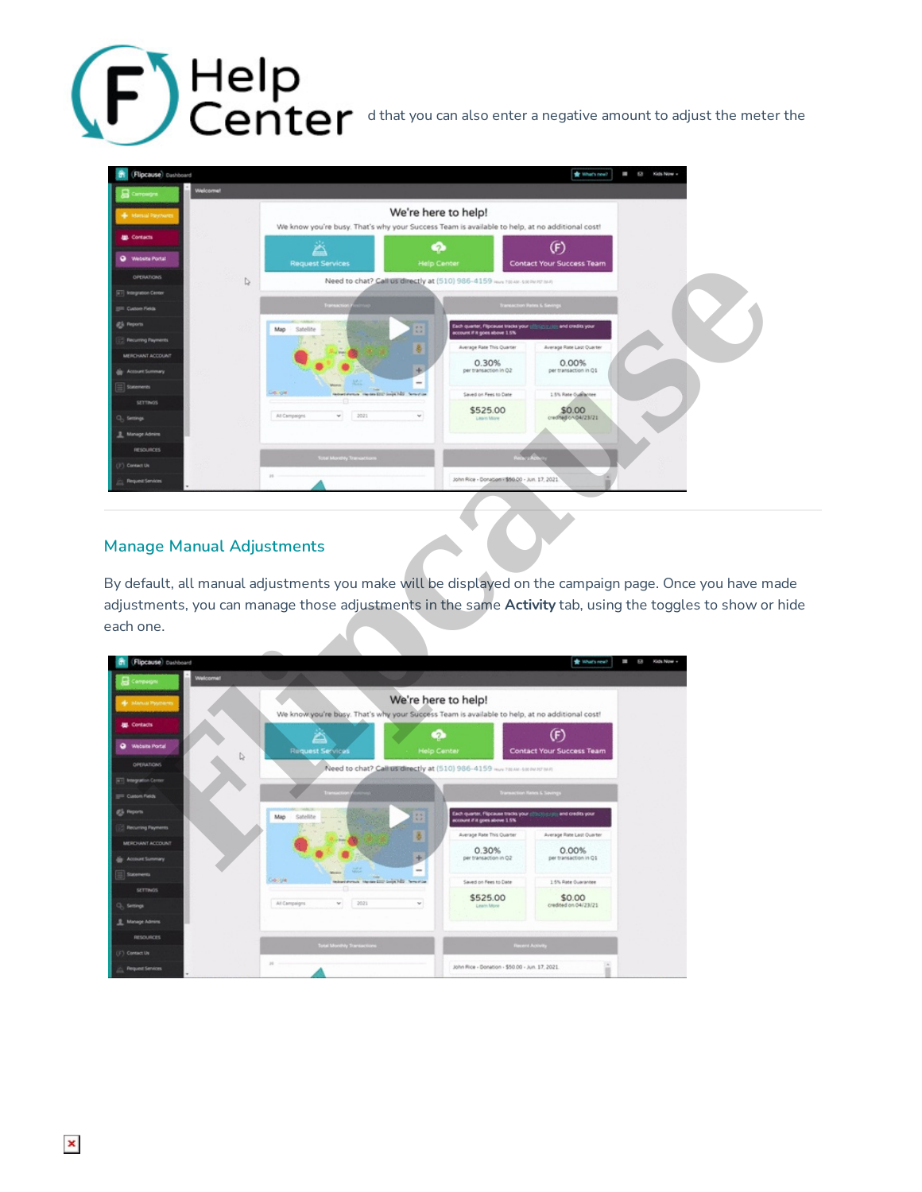d that you can also enter a negative amount to adjust the meter the

## Manage Manual Adjustments

By default, all manual adjustments you make will be displayed on the campaign page. Once you have made adjustments, you can manage those adjustments in the same **Activity** tab, using the toggles to show or hide each one.